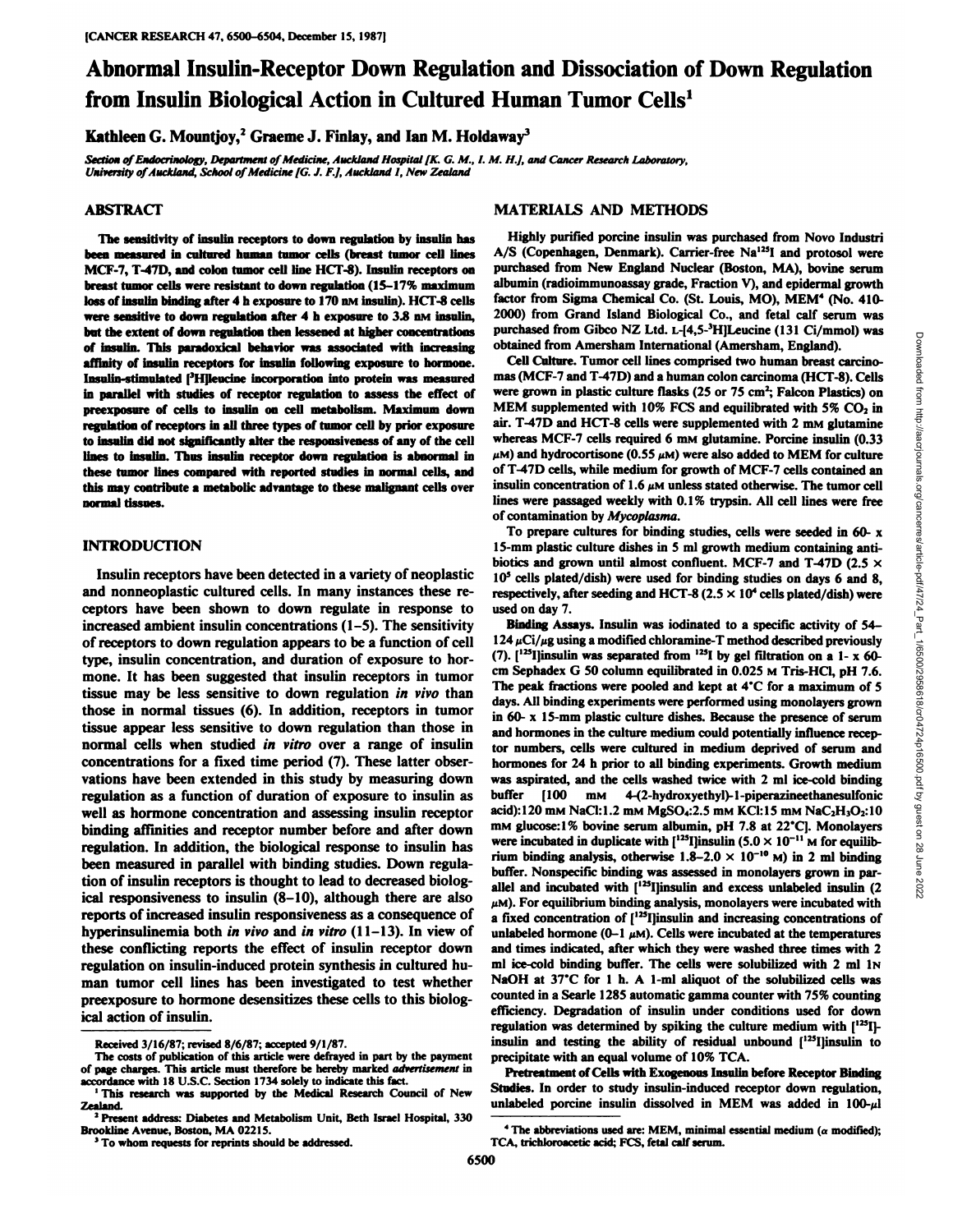# Abnormal Insulin-Receptor Down Regulation and Dissociation of Down Regulation from Insulin Biological Action in Cultured Human Tumor Cells[1]

Kathleen G. Mountjoy,[2] Graeme J. Finlay, and Ian M. Holdaway[3]

*Section of Endocrinology, Department of Medicine, Auckland Hospital [K. G. M., I. M. H.], and Cancer Research Laboratory, University of Auckland, School of Medicine [G. J. F.], Auckland 1, New Zealand*

## ABSTRACT

The sensitivity of insulin receptors to down regulation by insulin has been measured in cultured human tumor cells (breast tumor cell lines MCF-7, T-47D, and colon tumor cell line HCT-8). Insulin receptors on breast tumor cells were resistant to down regulation (15–17% maximum loss of insulin binding after 4 h exposure to 170 nM insulin). HCT-8 cells were sensitive to down regulation after 4 h exposure to 3.8 nM insulin, but the extent of down regulation then lessened at higher concentrations of insulin. This paradoxical behavior was associated with increasing affinity of insulin receptors for insulin following exposure to hormone. Insulin-stimulated [$^3$H]leucine incorporation into protein was measured in parallel with studies of receptor regulation to assess the effect of preexposure of cells to insulin on cell metabolism. Maximum down regulation of receptors in all three types of tumor cell by prior exposure to insulin did not significantly alter the responsiveness of any of the cell lines to insulin. Thus insulin receptor down regulation is abnormal in these tumor lines compared with reported studies in normal cells, and this may contribute a metabolic advantage to these malignant cells over normal tissues.

## INTRODUCTION

Insulin receptors have been detected in a variety of neoplastic and nonneoplastic cultured cells. In many instances these receptors have been shown to down regulate in response to increased ambient insulin concentrations (1–5). The sensitivity of receptors to down regulation appears to be a function of cell type, insulin concentration, and duration of exposure to hormone. It has been suggested that insulin receptors in tumor tissue may be less sensitive to down regulation *in vivo* than those in normal tissues (6). In addition, receptors in tumor tissue appear less sensitive to down regulation than those in normal cells when studied *in vitro* over a range of insulin concentrations for a fixed time period (7). These latter observations have been extended in this study by measuring down regulation as a function of duration of exposure to insulin as well as hormone concentration and assessing insulin receptor binding affinities and receptor number before and after down regulation. In addition, the biological response to insulin has been measured in parallel with binding studies. Down regulation of insulin receptors is thought to lead to decreased biological responsiveness to insulin (8–10), although there are also reports of increased insulin responsiveness as a consequence of hyperinsulinemia both *in vivo* and *in vitro* (11–13). In view of these conflicting reports the effect of insulin receptor down regulation on insulin-induced protein synthesis in cultured human tumor cell lines has been investigated to test whether preexposure to hormone desensitizes these cells to this biological action of insulin.

Received 3/16/87; revised 8/6/87; accepted 9/1/87.

The costs of publication of this article were defrayed in part by the payment of page charges. This article must therefore be hereby marked *advertisement* in accordance with 18 U.S.C. Section 1734 solely to indicate this fact.

[1] This research was supported by the Medical Research Council of New Zealand.

[2] Present address: Diabetes and Metabolism Unit, Beth Israel Hospital, 330 Brookline Avenue, Boston, MA 02215.

[3] To whom requests for reprints should be addressed.

## MATERIALS AND METHODS

Highly purified porcine insulin was purchased from Novo Industri A/S (Copenhagen, Denmark). Carrier-free Na$^{125}$I and protosol were purchased from New England Nuclear (Boston, MA), bovine serum albumin (radioimmunoassay grade, Fraction V), and epidermal growth factor from Sigma Chemical Co. (St. Louis, MO), MEM[4] (No. 410-2000) from Grand Island Biological Co., and fetal calf serum was purchased from Gibco NZ Ltd. L-[4,5-$^3$H]Leucine (131 Ci/mmol) was obtained from Amersham International (Amersham, England).

**Cell Culture.** Tumor cell lines comprised two human breast carcinomas (MCF-7 and T-47D) and a human colon carcinoma (HCT-8). Cells were grown in plastic culture flasks (25 or 75 cm$^2$; Falcon Plastics) on MEM supplemented with 10% FCS and equilibrated with 5% $CO_2$ in air. T-47D and HCT-8 cells were supplemented with 2 mM glutamine whereas MCF-7 cells required 6 mM glutamine. Porcine insulin (0.33 μM) and hydrocortisone (0.55 μM) were also added to MEM for culture of T-47D cells, while medium for growth of MCF-7 cells contained an insulin concentration of 1.6 μM unless stated otherwise. The tumor cell lines were passaged weekly with 0.1% trypsin. All cell lines were free of contamination by *Mycoplasma*.

To prepare cultures for binding studies, cells were seeded in 60- x 15-mm plastic culture dishes in 5 ml growth medium containing antibiotics and grown until almost confluent. MCF-7 and T-47D ($2.5 \times 10^5$ cells plated/dish) were used for binding studies on days 6 and 8, respectively, after seeding and HCT-8 ($2.5 \times 10^4$ cells plated/dish) were used on day 7.

**Binding Assays.** Insulin was iodinated to a specific activity of 54–124 μCi/μg using a modified chloramine-T method described previously (7). [$^{125}$I]insulin was separated from $^{125}$I by gel filtration on a 1- x 60-cm Sephadex G 50 column equilibrated in 0.025 M Tris-HCl, pH 7.6. The peak fractions were pooled and kept at 4°C for a maximum of 5 days. All binding experiments were performed using monolayers grown in 60- x 15-mm plastic culture dishes. Because the presence of serum and hormones in the culture medium could potentially influence receptor numbers, cells were cultured in medium deprived of serum and hormones for 24 h prior to all binding experiments. Growth medium was aspirated, and the cells washed twice with 2 ml ice-cold binding buffer [100 mM 4-(2-hydroxyethyl)-1-piperazineethanesulfonic acid):120 mM NaCl:1.2 mM $MgSO_4$:2.5 mM KCl:15 mM $NaC_2H_3O_2$:10 mM glucose:1% bovine serum albumin, pH 7.8 at 22°C]. Monolayers were incubated in duplicate with [$^{125}$I]insulin ($5.0 \times 10^{-11}$ M for equilibrium binding analysis, otherwise $1.8–2.0 \times 10^{-10}$ M) in 2 ml binding buffer. Nonspecific binding was assessed in monolayers grown in parallel and incubated with [$^{125}$I]insulin and excess unlabeled insulin (2 μM). For equilibrium binding analysis, monolayers were incubated with a fixed concentration of [$^{125}$I]insulin and increasing concentrations of unlabeled hormone (0–1 μM). Cells were incubated at the temperatures and times indicated, after which they were washed three times with 2 ml ice-cold binding buffer. The cells were solubilized with 2 ml 1N NaOH at 37°C for 1 h. A 1-ml aliquot of the solubilized cells was counted in a Searle 1285 automatic gamma counter with 75% counting efficiency. Degradation of insulin under conditions used for down regulation was determined by spiking the culture medium with [$^{125}$I]insulin and testing the ability of residual unbound [$^{125}$I]insulin to precipitate with an equal volume of 10% TCA.

**Pretreatment of Cells with Exogenous Insulin before Receptor Binding Studies.** In order to study insulin-induced receptor down regulation, unlabeled porcine insulin dissolved in MEM was added in 100-μl

[4] The abbreviations used are: MEM, minimal essential medium (α modified); TCA, trichloroacetic acid; FCS, fetal calf serum.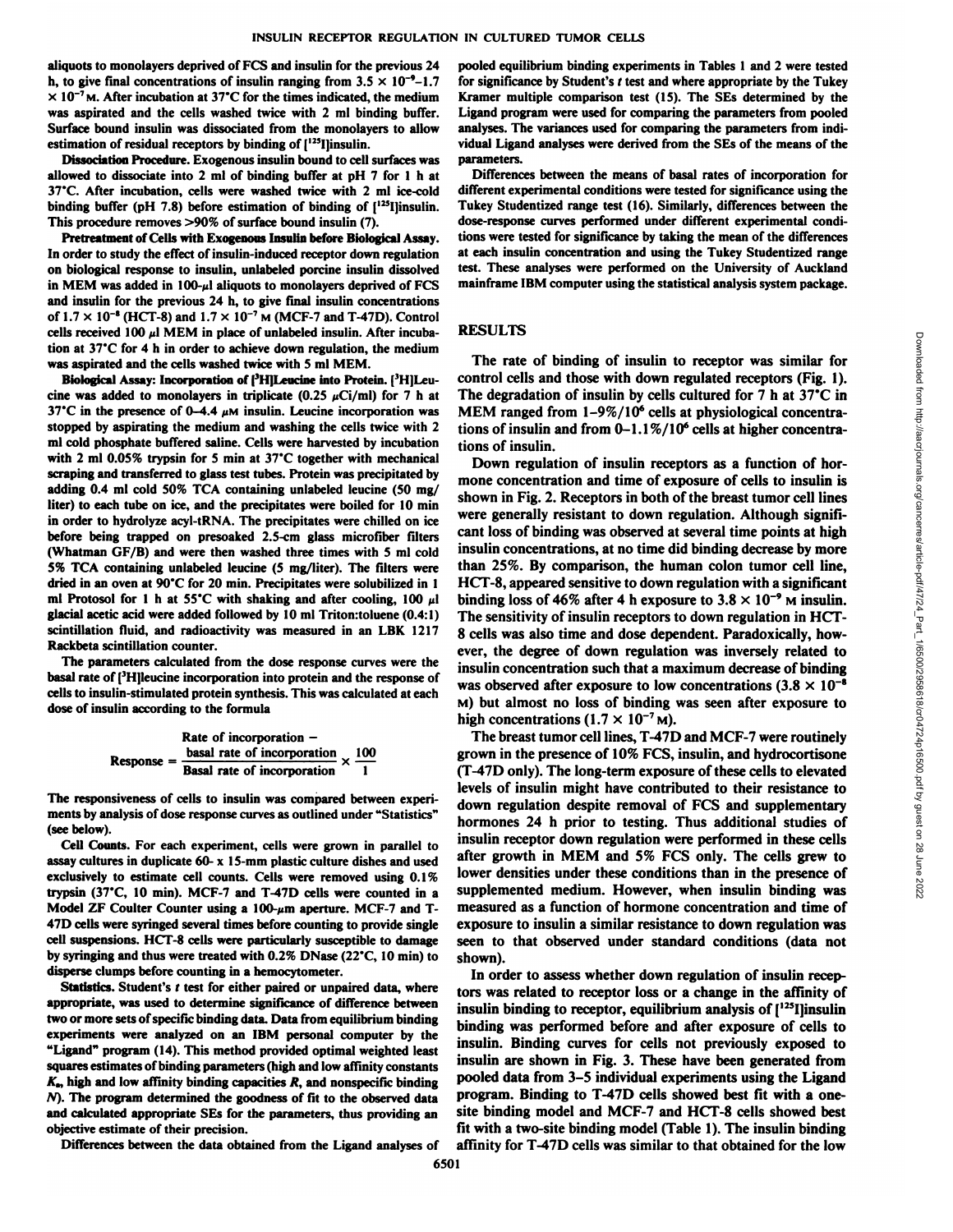aliquots to monolayers deprived of FCS and insulin for the previous 24 h, to give final concentrations of insulin ranging from $3.5 \times 10^{-9}$–$1.7 \times 10^{-7}$ M. After incubation at 37°C for the times indicated, the medium was aspirated and the cells washed twice with 2 ml binding buffer. Surface bound insulin was dissociated from the monolayers to allow estimation of residual receptors by binding of [$^{125}$I]insulin.

**Dissociation Procedure.** Exogenous insulin bound to cell surfaces was allowed to dissociate into 2 ml of binding buffer at pH 7 for 1 h at 37°C. After incubation, cells were washed twice with 2 ml ice-cold binding buffer (pH 7.8) before estimation of binding of [$^{125}$I]insulin. This procedure removes >90% of surface bound insulin (7).

**Pretreatment of Cells with Exogenous Insulin before Biological Assay.** In order to study the effect of insulin-induced receptor down regulation on biological response to insulin, unlabeled porcine insulin dissolved in MEM was added in 100-μl aliquots to monolayers deprived of FCS and insulin for the previous 24 h, to give final insulin concentrations of $1.7 \times 10^{-8}$ (HCT-8) and $1.7 \times 10^{-7}$ M (MCF-7 and T-47D). Control cells received 100 μl MEM in place of unlabeled insulin. After incubation at 37°C for 4 h in order to achieve down regulation, the medium was aspirated and the cells washed twice with 5 ml MEM.

**Biological Assay: Incorporation of [$^3$H]Leucine into Protein.** [$^3$H]Leucine was added to monolayers in triplicate (0.25 μCi/ml) for 7 h at 37°C in the presence of 0–4.4 μM insulin. Leucine incorporation was stopped by aspirating the medium and washing the cells twice with 2 ml cold phosphate buffered saline. Cells were harvested by incubation with 2 ml 0.05% trypsin for 5 min at 37°C together with mechanical scraping and transferred to glass test tubes. Protein was precipitated by adding 0.4 ml cold 50% TCA containing unlabeled leucine (50 mg/liter) to each tube on ice, and the precipitates were boiled for 10 min in order to hydrolyze acyl-tRNA. The precipitates were chilled on ice before being trapped on presoaked 2.5-cm glass microfiber filters (Whatman GF/B) and were then washed three times with 5 ml cold 5% TCA containing unlabeled leucine (5 mg/liter). The filters were dried in an oven at 90°C for 20 min. Precipitates were solubilized in 1 ml Protosol for 1 h at 55°C with shaking and after cooling, 100 μl glacial acetic acid were added followed by 10 ml Triton:toluene (0.4:1) scintillation fluid, and radioactivity was measured in an LBK 1217 Rackbeta scintillation counter.

The parameters calculated from the dose response curves were the basal rate of [$^3$H]leucine incorporation into protein and the response of cells to insulin-stimulated protein synthesis. This was calculated at each dose of insulin according to the formula

$$\text{Response} = \frac{\text{Rate of incorporation} - \text{basal rate of incorporation}}{\text{Basal rate of incorporation}} \times \frac{100}{1}$$

The responsiveness of cells to insulin was compared between experiments by analysis of dose response curves as outlined under "Statistics" (see below).

**Cell Counts.** For each experiment, cells were grown in parallel to assay cultures in duplicate 60- x 15-mm plastic culture dishes and used exclusively to estimate cell counts. Cells were removed using 0.1% trypsin (37°C, 10 min). MCF-7 and T-47D cells were counted in a Model ZF Coulter Counter using a 100-μm aperture. MCF-7 and T-47D cells were syringed several times before counting to provide single cell suspensions. HCT-8 cells were particularly susceptible to damage by syringing and thus were treated with 0.2% DNase (22°C, 10 min) to disperse clumps before counting in a hemocytometer.

**Statistics.** Student's *t* test for either paired or unpaired data, where appropriate, was used to determine significance of difference between two or more sets of specific binding data. Data from equilibrium binding experiments were analyzed on an IBM personal computer by the "Ligand" program (14). This method provided optimal weighted least squares estimates of binding parameters (high and low affinity constants $K_a$, high and low affinity binding capacities *R*, and nonspecific binding *N*). The program determined the goodness of fit to the observed data and calculated appropriate SEs for the parameters, thus providing an objective estimate of their precision.

Differences between the data obtained from the Ligand analyses of pooled equilibrium binding experiments in Tables 1 and 2 were tested for significance by Student's *t* test and where appropriate by the Tukey Kramer multiple comparison test (15). The SEs determined by the Ligand program were used for comparing the parameters from pooled analyses. The variances used for comparing the parameters from individual Ligand analyses were derived from the SEs of the means of the parameters.

Differences between the means of basal rates of incorporation for different experimental conditions were tested for significance using the Tukey Studentized range test (16). Similarly, differences between the dose-response curves performed under different experimental conditions were tested for significance by taking the mean of the differences at each insulin concentration and using the Tukey Studentized range test. These analyses were performed on the University of Auckland mainframe IBM computer using the statistical analysis system package.

## RESULTS

The rate of binding of insulin to receptor was similar for control cells and those with down regulated receptors (Fig. 1). The degradation of insulin by cells cultured for 7 h at 37°C in MEM ranged from 1–9%/$10^6$ cells at physiological concentrations of insulin and from 0–1.1%/$10^6$ cells at higher concentrations of insulin.

Down regulation of insulin receptors as a function of hormone concentration and time of exposure of cells to insulin is shown in Fig. 2. Receptors in both of the breast tumor cell lines were generally resistant to down regulation. Although significant loss of binding was observed at several time points at high insulin concentrations, at no time did binding decrease by more than 25%. By comparison, the human colon tumor cell line, HCT-8, appeared sensitive to down regulation with a significant binding loss of 46% after 4 h exposure to $3.8 \times 10^{-9}$ M insulin. The sensitivity of insulin receptors to down regulation in HCT-8 cells was also time and dose dependent. Paradoxically, however, the degree of down regulation was inversely related to insulin concentration such that a maximum decrease of binding was observed after exposure to low concentrations ($3.8 \times 10^{-8}$ M) but almost no loss of binding was seen after exposure to high concentrations ($1.7 \times 10^{-7}$ M).

The breast tumor cell lines, T-47D and MCF-7 were routinely grown in the presence of 10% FCS, insulin, and hydrocortisone (T-47D only). The long-term exposure of these cells to elevated levels of insulin might have contributed to their resistance to down regulation despite removal of FCS and supplementary hormones 24 h prior to testing. Thus additional studies of insulin receptor down regulation were performed in these cells after growth in MEM and 5% FCS only. The cells grew to lower densities under these conditions than in the presence of supplemented medium. However, when insulin binding was measured as a function of hormone concentration and time of exposure to insulin a similar resistance to down regulation was seen to that observed under standard conditions (data not shown).

In order to assess whether down regulation of insulin receptors was related to receptor loss or a change in the affinity of insulin binding to receptor, equilibrium analysis of [$^{125}$I]insulin binding was performed before and after exposure of cells to insulin. Binding curves for cells not previously exposed to insulin are shown in Fig. 3. These have been generated from pooled data from 3–5 individual experiments using the Ligand program. Binding to T-47D cells showed best fit with a one-site binding model and MCF-7 and HCT-8 cells showed best fit with a two-site binding model (Table 1). The insulin binding affinity for T-47D cells was similar to that obtained for the low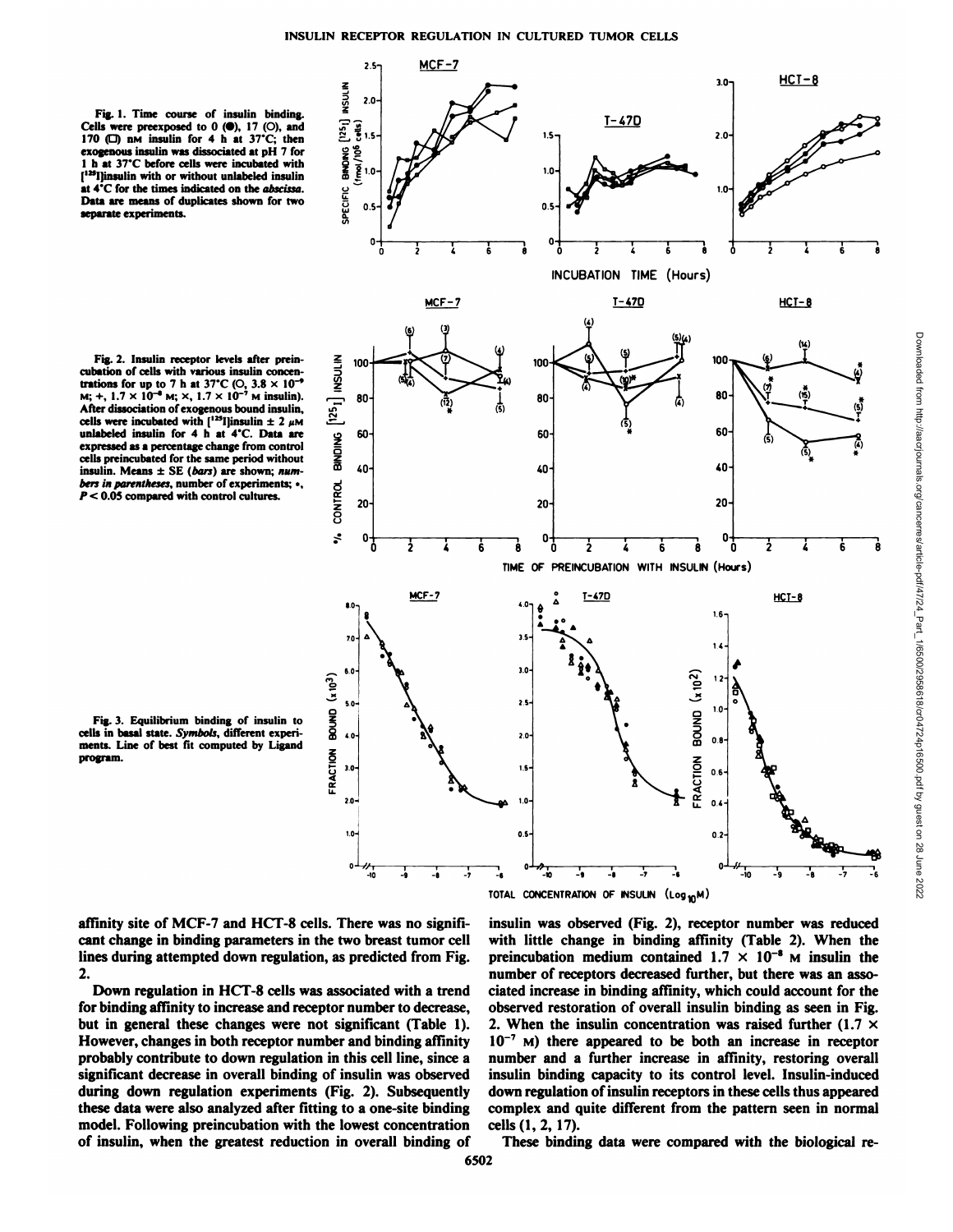Fig. 1. Time course of insulin binding. Cells were preexposed to 0 (●), 17 (○), and 170 (□) nM insulin for 4 h at 37°C; then exogenous insulin was dissociated at pH 7 for 1 h at 37°C before cells were incubated with [$^{125}$I]insulin with or without unlabeled insulin at 4°C for the times indicated on the *abscissa*. Data are means of duplicates shown for two separate experiments.

Fig. 2. Insulin receptor levels after preincubation of cells with various insulin concentrations for up to 7 h at 37°C (○, $3.8 \times 10^{-9}$ M; +, $1.7 \times 10^{-8}$ M; ×, $1.7 \times 10^{-7}$ M insulin). After dissociation of exogenous bound insulin, cells were incubated with [$^{125}$I]insulin ± 2 µM unlabeled insulin for 4 h at 4°C. Data are expressed as a percentage change from control cells preincubated for the same period without insulin. Means ± SE (*bars*) are shown; *numbers in parentheses*, number of experiments; *, $P < 0.05$ compared with control cultures.

Fig. 3. Equilibrium binding of insulin to cells in basal state. *Symbols*, different experiments. Line of best fit computed by Ligand program.

affinity site of MCF-7 and HCT-8 cells. There was no significant change in binding parameters in the two breast tumor cell lines during attempted down regulation, as predicted from Fig. 2.

Down regulation in HCT-8 cells was associated with a trend for binding affinity to increase and receptor number to decrease, but in general these changes were not significant (Table 1). However, changes in both receptor number and binding affinity probably contribute to down regulation in this cell line, since a significant decrease in overall binding of insulin was observed during down regulation experiments (Fig. 2). Subsequently these data were also analyzed after fitting to a one-site binding model. Following preincubation with the lowest concentration of insulin, when the greatest reduction in overall binding of insulin was observed (Fig. 2), receptor number was reduced with little change in binding affinity (Table 2). When the preincubation medium contained $1.7 \times 10^{-8}$ M insulin the number of receptors decreased further, but there was an associated increase in binding affinity, which could account for the observed restoration of overall insulin binding as seen in Fig. 2. When the insulin concentration was raised further ($1.7 \times 10^{-7}$ M) there appeared to be both an increase in receptor number and a further increase in affinity, restoring overall insulin binding capacity to its control level. Insulin-induced down regulation of insulin receptors in these cells thus appeared complex and quite different from the pattern seen in normal cells (1, 2, 17).

These binding data were compared with the biological re-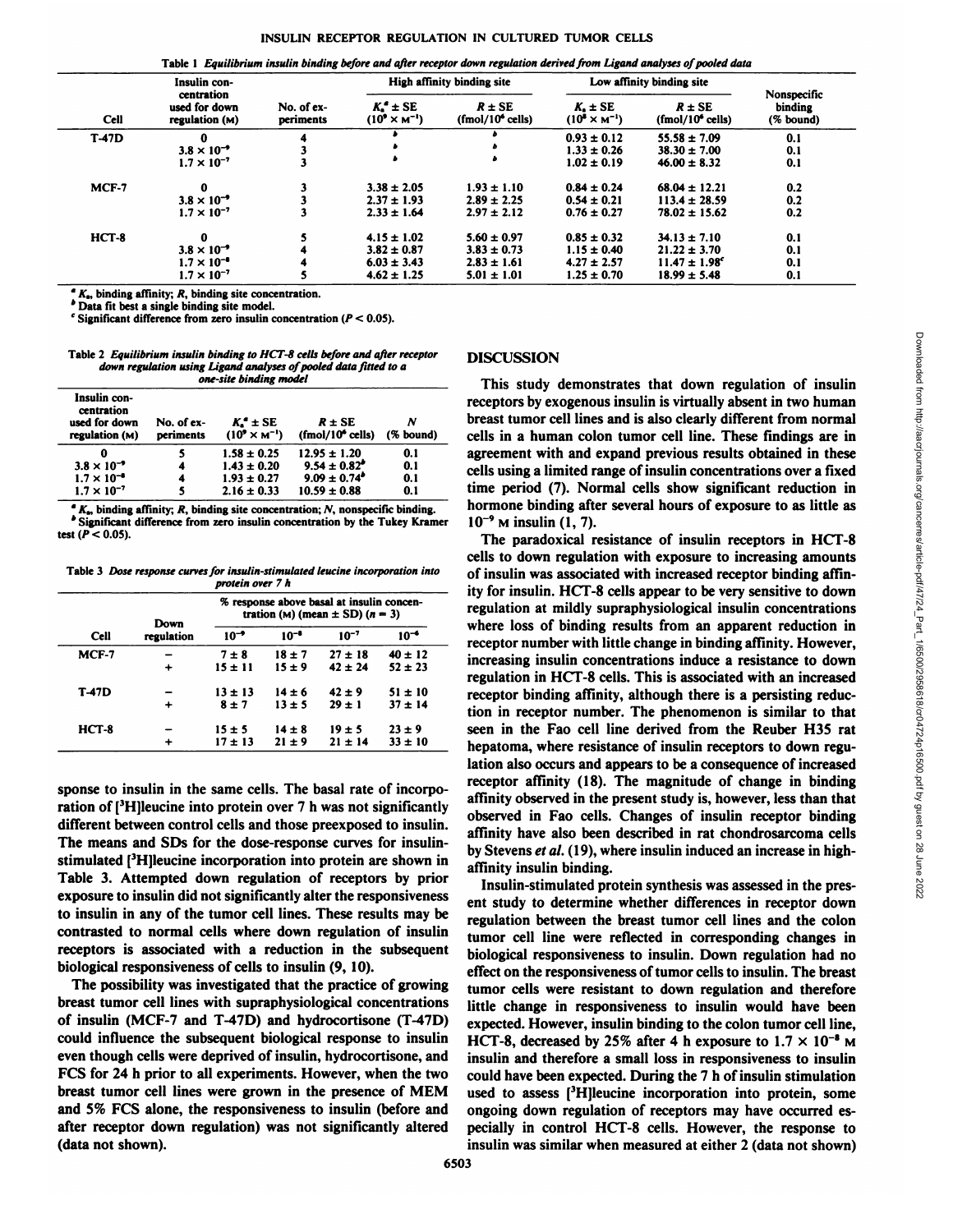Table 1 *Equilibrium insulin binding before and after receptor down regulation derived from Ligand analyses of pooled data*

| Cell | Insulin concentration used for down regulation (M) | No. of experiments | High affinity binding site | | Low affinity binding site | | Nonspecific binding (% bound) |
|---|---|---|---|---|---|---|---|
| | | | $K_a$[a] ± SE ($10^9 \times M^{-1}$) | R ± SE (fmol/$10^6$ cells) | $K_a$ ± SE ($10^8 \times M^{-1}$) | R ± SE (fmol/$10^6$ cells) | |
| T-47D | 0 | 4 | [b] | [b] | 0.93 ± 0.12 | 55.58 ± 7.09 | 0.1 |
| | $3.8 \times 10^{-9}$ | 3 | [b] | [b] | 1.33 ± 0.26 | 38.30 ± 7.00 | 0.1 |
| | $1.7 \times 10^{-7}$ | 3 | [b] | [b] | 1.02 ± 0.19 | 46.00 ± 8.32 | 0.1 |
| MCF-7 | 0 | 3 | 3.38 ± 2.05 | 1.93 ± 1.10 | 0.84 ± 0.24 | 68.04 ± 12.21 | 0.2 |
| | $3.8 \times 10^{-9}$ | 3 | 2.37 ± 1.93 | 2.89 ± 2.25 | 0.54 ± 0.21 | 113.4 ± 28.59 | 0.2 |
| | $1.7 \times 10^{-7}$ | 3 | 2.33 ± 1.64 | 2.97 ± 2.12 | 0.76 ± 0.27 | 78.02 ± 15.62 | 0.2 |
| HCT-8 | 0 | 5 | 4.15 ± 1.02 | 5.60 ± 0.97 | 0.85 ± 0.32 | 34.13 ± 7.10 | 0.1 |
| | $3.8 \times 10^{-9}$ | 4 | 3.82 ± 0.87 | 3.83 ± 0.73 | 1.15 ± 0.40 | 21.22 ± 3.70 | 0.1 |
| | $1.7 \times 10^{-8}$ | 4 | 6.03 ± 3.43 | 2.83 ± 1.61 | 4.27 ± 2.57 | 11.47 ± 1.98[c] | 0.1 |
| | $1.7 \times 10^{-7}$ | 5 | 4.62 ± 1.25 | 5.01 ± 1.01 | 1.25 ± 0.70 | 18.99 ± 5.48 | 0.1 |

[a] $K_a$, binding affinity; R, binding site concentration.
[b] Data fit best a single binding site model.
[c] Significant difference from zero insulin concentration ($P < 0.05$).

Table 2 *Equilibrium insulin binding to HCT-8 cells before and after receptor down regulation using Ligand analyses of pooled data fitted to a one-site binding model*

| Insulin concentration used for down regulation (M) | No. of experiments | $K_a$[a] ± SE ($10^9 \times M^{-1}$) | R ± SE (fmol/$10^6$ cells) | N (% bound) |
|---|---|---|---|---|
| 0 | 5 | 1.58 ± 0.25 | 12.95 ± 1.20 | 0.1 |
| $3.8 \times 10^{-9}$ | 4 | 1.43 ± 0.20 | 9.54 ± 0.82[b] | 0.1 |
| $1.7 \times 10^{-8}$ | 4 | 1.93 ± 0.27 | 9.09 ± 0.74[b] | 0.1 |
| $1.7 \times 10^{-7}$ | 5 | 2.16 ± 0.33 | 10.59 ± 0.88 | 0.1 |

[a] $K_a$, binding affinity; R, binding site concentration; N, nonspecific binding.
[b] Significant difference from zero insulin concentration by the Tukey Kramer test ($P < 0.05$).

Table 3 *Dose response curves for insulin-stimulated leucine incorporation into protein over 7 h*

| Cell | Down regulation | % response above basal at insulin concentration (M) (mean ± SD) (n = 3) | | | |
|---|---|---|---|---|---|
| | | $10^{-9}$ | $10^{-8}$ | $10^{-7}$ | $10^{-6}$ |
| MCF-7 | − | 7 ± 8 | 18 ± 7 | 27 ± 18 | 40 ± 12 |
| | + | 15 ± 11 | 15 ± 9 | 42 ± 24 | 52 ± 23 |
| T-47D | − | 13 ± 13 | 14 ± 6 | 42 ± 9 | 51 ± 10 |
| | + | 8 ± 7 | 13 ± 5 | 29 ± 1 | 37 ± 14 |
| HCT-8 | − | 15 ± 5 | 14 ± 8 | 19 ± 5 | 23 ± 9 |
| | + | 17 ± 13 | 21 ± 9 | 21 ± 14 | 33 ± 10 |

sponse to insulin in the same cells. The basal rate of incorporation of [$^3$H]leucine into protein over 7 h was not significantly different between control cells and those preexposed to insulin. The means and SDs for the dose-response curves for insulin-stimulated [$^3$H]leucine incorporation into protein are shown in Table 3. Attempted down regulation of receptors by prior exposure to insulin did not significantly alter the responsiveness to insulin in any of the tumor cell lines. These results may be contrasted to normal cells where down regulation of insulin receptors is associated with a reduction in the subsequent biological responsiveness of cells to insulin (9, 10).

The possibility was investigated that the practice of growing breast tumor cell lines with supraphysiological concentrations of insulin (MCF-7 and T-47D) and hydrocortisone (T-47D) could influence the subsequent biological response to insulin even though cells were deprived of insulin, hydrocortisone, and FCS for 24 h prior to all experiments. However, when the two breast tumor cell lines were grown in the presence of MEM and 5% FCS alone, the responsiveness to insulin (before and after receptor down regulation) was not significantly altered (data not shown).

## DISCUSSION

This study demonstrates that down regulation of insulin receptors by exogenous insulin is virtually absent in two human breast tumor cell lines and is also clearly different from normal cells in a human colon tumor cell line. These findings are in agreement with and expand previous results obtained in these cells using a limited range of insulin concentrations over a fixed time period (7). Normal cells show significant reduction in hormone binding after several hours of exposure to as little as $10^{-9}$ M insulin (1, 7).

The paradoxical resistance of insulin receptors in HCT-8 cells to down regulation with exposure to increasing amounts of insulin was associated with increased receptor binding affinity for insulin. HCT-8 cells appear to be very sensitive to down regulation at mildly supraphysiological insulin concentrations where loss of binding results from an apparent reduction in receptor number with little change in binding affinity. However, increasing insulin concentrations induce a resistance to down regulation in HCT-8 cells. This is associated with an increased receptor binding affinity, although there is a persisting reduction in receptor number. The phenomenon is similar to that seen in the Fao cell line derived from the Reuber H35 rat hepatoma, where resistance of insulin receptors to down regulation also occurs and appears to be a consequence of increased receptor affinity (18). The magnitude of change in binding affinity observed in the present study is, however, less than that observed in Fao cells. Changes of insulin receptor binding affinity have also been described in rat chondrosarcoma cells by Stevens *et al.* (19), where insulin induced an increase in high-affinity insulin binding.

Insulin-stimulated protein synthesis was assessed in the present study to determine whether differences in receptor down regulation between the breast tumor cell lines and the colon tumor cell line were reflected in corresponding changes in biological responsiveness to insulin. Down regulation had no effect on the responsiveness of tumor cells to insulin. The breast tumor cells were resistant to down regulation and therefore little change in responsiveness to insulin would have been expected. However, insulin binding to the colon tumor cell line, HCT-8, decreased by 25% after 4 h exposure to $1.7 \times 10^{-8}$ M insulin and therefore a small loss in responsiveness to insulin could have been expected. During the 7 h of insulin stimulation used to assess [$^3$H]leucine incorporation into protein, some ongoing down regulation of receptors may have occurred especially in control HCT-8 cells. However, the response to insulin was similar when measured at either 2 (data not shown)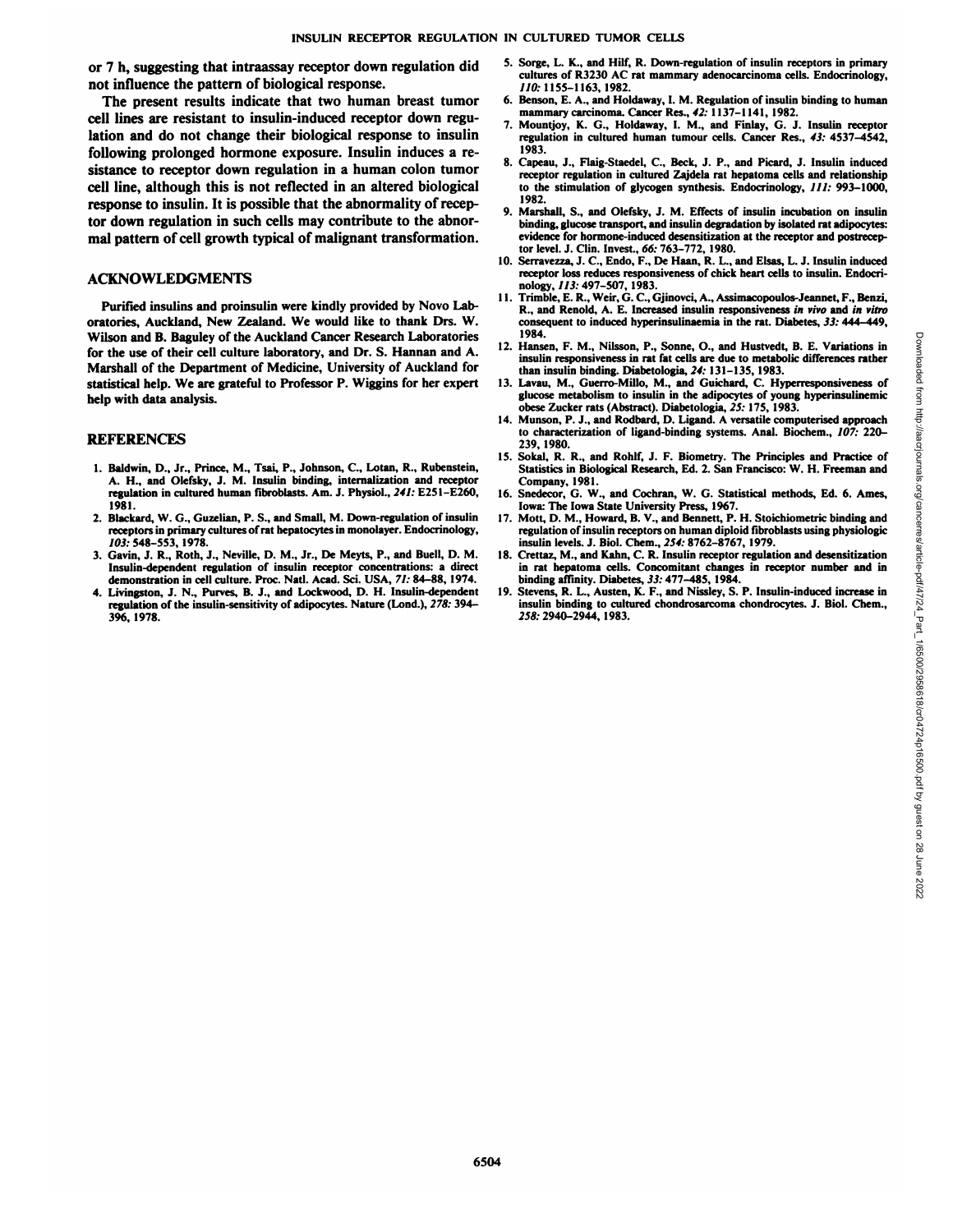or 7 h, suggesting that intraassay receptor down regulation did not influence the pattern of biological response.

The present results indicate that two human breast tumor cell lines are resistant to insulin-induced receptor down regulation and do not change their biological response to insulin following prolonged hormone exposure. Insulin induces a resistance to receptor down regulation in a human colon tumor cell line, although this is not reflected in an altered biological response to insulin. It is possible that the abnormality of receptor down regulation in such cells may contribute to the abnormal pattern of cell growth typical of malignant transformation.

## ACKNOWLEDGMENTS

Purified insulins and proinsulin were kindly provided by Novo Laboratories, Auckland, New Zealand. We would like to thank Drs. W. Wilson and B. Baguley of the Auckland Cancer Research Laboratories for the use of their cell culture laboratory, and Dr. S. Hannan and A. Marshall of the Department of Medicine, University of Auckland for statistical help. We are grateful to Professor P. Wiggins for her expert help with data analysis.

## REFERENCES

1. Baldwin, D., Jr., Prince, M., Tsai, P., Johnson, C., Lotan, R., Rubenstein, A. H., and Olefsky, J. M. Insulin binding, internalization and receptor regulation in cultured human fibroblasts. Am. J. Physiol., *241:* E251–E260, 1981.
2. Blackard, W. G., Guzelian, P. S., and Small, M. Down-regulation of insulin receptors in primary cultures of rat hepatocytes in monolayer. Endocrinology, *103:* 548–553, 1978.
3. Gavin, J. R., Roth, J., Neville, D. M., Jr., De Meyts, P., and Buell, D. M. Insulin-dependent regulation of insulin receptor concentrations: a direct demonstration in cell culture. Proc. Natl. Acad. Sci. USA, *71:* 84–88, 1974.
4. Livingston, J. N., Purves, B. J., and Lockwood, D. H. Insulin-dependent regulation of the insulin-sensitivity of adipocytes. Nature (Lond.), *278:* 394–396, 1978.
5. Sorge, L. K., and Hilf, R. Down-regulation of insulin receptors in primary cultures of R3230 AC rat mammary adenocarcinoma cells. Endocrinology, *110:* 1155–1163, 1982.
6. Benson, E. A., and Holdaway, I. M. Regulation of insulin binding to human mammary carcinoma. Cancer Res., *42:* 1137–1141, 1982.
7. Mountjoy, K. G., Holdaway, I. M., and Finlay, G. J. Insulin receptor regulation in cultured human tumour cells. Cancer Res., *43:* 4537–4542, 1983.
8. Capeau, J., Flaig-Staedel, C., Beck, J. P., and Picard, J. Insulin induced receptor regulation in cultured Zajdela rat hepatoma cells and relationship to the stimulation of glycogen synthesis. Endocrinology, *111:* 993–1000, 1982.
9. Marshall, S., and Olefsky, J. M. Effects of insulin incubation on insulin binding, glucose transport, and insulin degradation by isolated rat adipocytes: evidence for hormone-induced desensitization at the receptor and postreceptor level. J. Clin. Invest., *66:* 763–772, 1980.
10. Serravezza, J. C., Endo, F., De Haan, R. L., and Elsas, L. J. Insulin induced receptor loss reduces responsiveness of chick heart cells to insulin. Endocrinology, *113:* 497–507, 1983.
11. Trimble, E. R., Weir, G. C., Gjinovci, A., Assimacopoulos-Jeannet, F., Benzi, R., and Renold, A. E. Increased insulin responsiveness *in vivo* and *in vitro* consequent to induced hyperinsulinaemia in the rat. Diabetes, *33:* 444–449, 1984.
12. Hansen, F. M., Nilsson, P., Sonne, O., and Hustvedt, B. E. Variations in insulin responsiveness in rat fat cells are due to metabolic differences rather than insulin binding. Diabetologia, *24:* 131–135, 1983.
13. Lavau, M., Guerro-Millo, M., and Guichard, C. Hyperresponsiveness of glucose metabolism to insulin in the adipocytes of young hyperinsulinemic obese Zucker rats (Abstract). Diabetologia, *25:* 175, 1983.
14. Munson, P. J., and Rodbard, D. Ligand. A versatile computerised approach to characterization of ligand-binding systems. Anal. Biochem., *107:* 220–239, 1980.
15. Sokal, R. R., and Rohlf, J. F. Biometry. The Principles and Practice of Statistics in Biological Research, Ed. 2. San Francisco: W. H. Freeman and Company, 1981.
16. Snedecor, G. W., and Cochran, W. G. Statistical methods, Ed. 6. Ames, Iowa: The Iowa State University Press, 1967.
17. Mott, D. M., Howard, B. V., and Bennett, P. H. Stoichiometric binding and regulation of insulin receptors on human diploid fibroblasts using physiologic insulin levels. J. Biol. Chem., *254:* 8762–8767, 1979.
18. Crettaz, M., and Kahn, C. R. Insulin receptor regulation and desensitization in rat hepatoma cells. Concomitant changes in receptor number and in binding affinity. Diabetes, *33:* 477–485, 1984.
19. Stevens, R. L., Austen, K. F., and Nissley, S. P. Insulin-induced increase in insulin binding to cultured chondrosarcoma chondrocytes. J. Biol. Chem., *258:* 2940–2944, 1983.